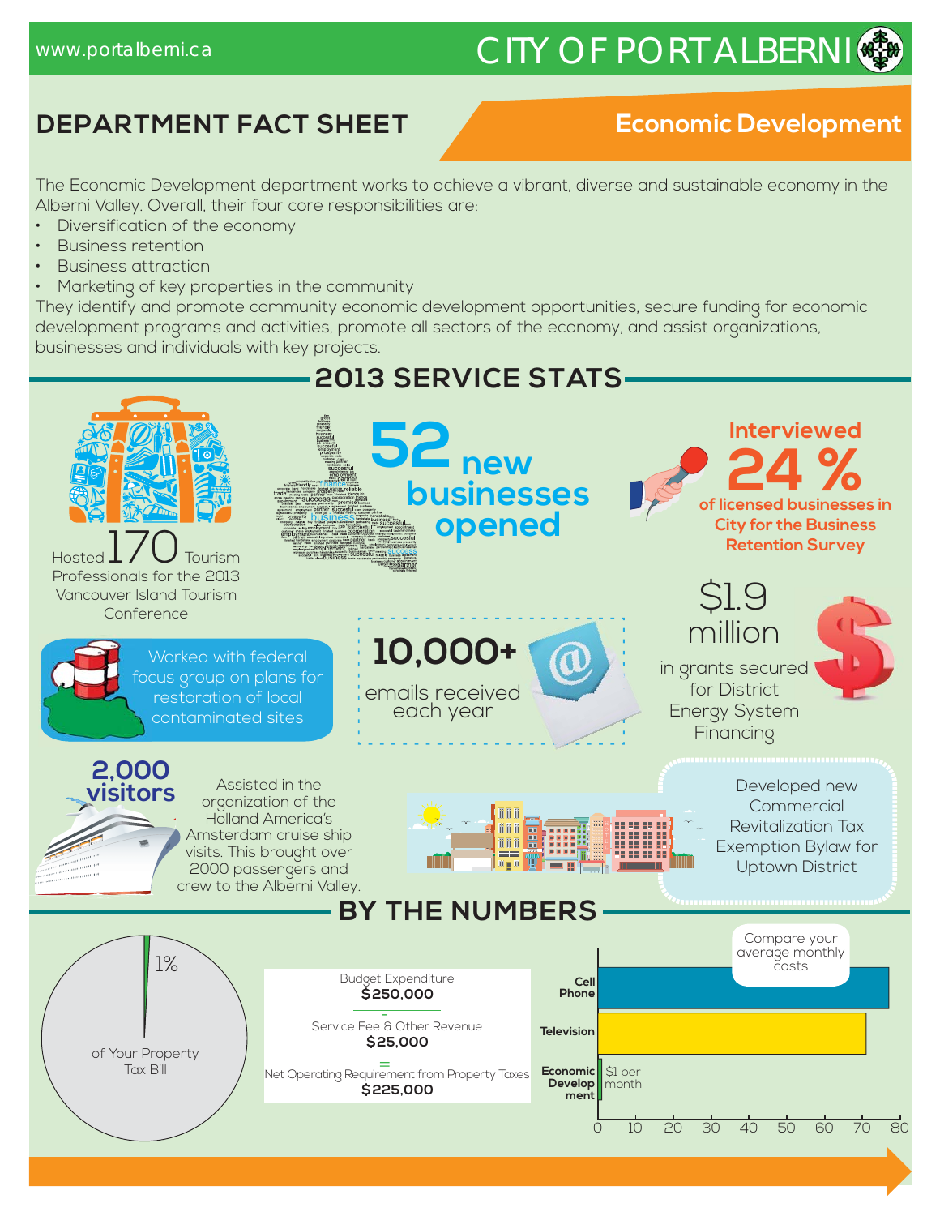www.portalberni.ca

# CITY OF PORT ALBERNI

## DEPARTMENT FACT SHEET

## Economic Development

The Economic Development department works to achieve a vibrant, diverse and sustainable economy in the Alberni Valley. Overall, their four core responsibilities are:

- Diversification of the economy
- Business retention
- Business attraction
- Marketing of key properties in the community

They identify and promote community economic development opportunities, secure funding for economic development programs and activities, promote all sectors of the economy, and assist organizations, businesses and individuals with key projects.

## 2013 SERVICE STATS

Hosted 170 Tourism Professionals for the 2013 Vancouver Island Tourism Conference

**52 new businesses opened**

**Interviewed 24 % of licensed businesses in City for the Business Retention Survey**

$1.9 million in grants secured for District Energy System Financing

Worked with federal focus group on plans for restoration of local contaminated sites

**10,000+** emails received each year

**2,000 visitors**

Assisted in the organization of the Holland America's Amsterdam cruise ship visits. This brought over 2000 passengers and crew to the Alberni Valley.

Developed new Commercial Revitalization Tax Exemption Bylaw for Uptown District

## BY THE NUMBERS

1% of Your Property Tax Bill

Budget Expenditure
**$250,000**

\-

Service Fee & Other Revenue
**$25,000**

=

Net Operating Requirement from Property Taxes
**$225,000**

Compare your average monthly costs

| | Average monthly cost ($) |
|---|---|
| Cell Phone | ~77 |
| Television | ~71 |
| Economic Development | $1 per month |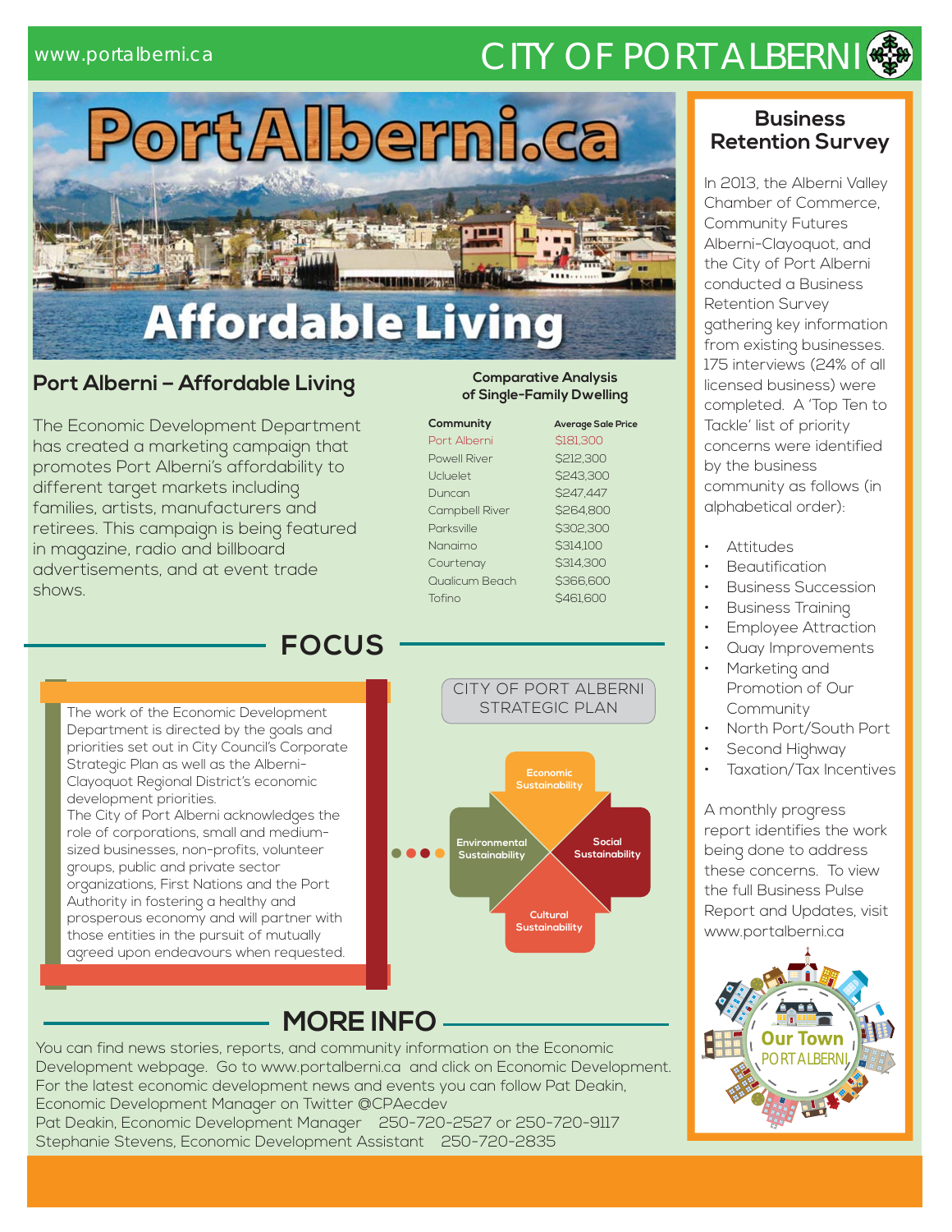www.portalberni.ca

# CITY OF PORT ALBERNI

PortAlberni.ca

Affordable Living

## Port Alberni – Affordable Living

The Economic Development Department has created a marketing campaign that promotes Port Alberni's affordability to different target markets including families, artists, manufacturers and retirees. This campaign is being featured in magazine, radio and billboard advertisements, and at event trade shows.

**Comparative Analysis of Single-Family Dwelling**

| Community | Average Sale Price |
|---|---|
| Port Alberni | $181,300 |
| Powell River | $212,300 |
| Ucluelet | $243,300 |
| Duncan | $247,447 |
| Campbell River | $264,800 |
| Parksville | $302,300 |
| Nanaimo | $314,100 |
| Courtenay | $314,300 |
| Qualicum Beach | $366,600 |
| Tofino | $461,600 |

## FOCUS

The work of the Economic Development Department is directed by the goals and priorities set out in City Council's Corporate Strategic Plan as well as the Alberni-Clayoquot Regional District's economic development priorities.
The City of Port Alberni acknowledges the role of corporations, small and medium-sized businesses, non-profits, volunteer groups, public and private sector organizations, First Nations and the Port Authority in fostering a healthy and prosperous economy and will partner with those entities in the pursuit of mutually agreed upon endeavours when requested.

CITY OF PORT ALBERNI STRATEGIC PLAN

Economic Sustainability

Environmental Sustainability

Social Sustainability

Cultural Sustainability

## MORE INFO

You can find news stories, reports, and community information on the Economic Development webpage. Go to www.portalberni.ca and click on Economic Development. For the latest economic development news and events you can follow Pat Deakin, Economic Development Manager on Twitter @CPAecdev
Pat Deakin, Economic Development Manager 250-720-2527 or 250-720-9117
Stephanie Stevens, Economic Development Assistant 250-720-2835

## Business Retention Survey

In 2013, the Alberni Valley Chamber of Commerce, Community Futures Alberni-Clayoquot, and the City of Port Alberni conducted a Business Retention Survey gathering key information from existing businesses. 175 interviews (24% of all licensed business) were completed. A 'Top Ten to Tackle' list of priority concerns were identified by the business community as follows (in alphabetical order):

- Attitudes
- Beautification
- Business Succession
- Business Training
- Employee Attraction
- Quay Improvements
- Marketing and Promotion of Our Community
- North Port/South Port
- Second Highway
- Taxation/Tax Incentives

A monthly progress report identifies the work being done to address these concerns. To view the full Business Pulse Report and Updates, visit www.portalberni.ca

Our Town PORT ALBERNI